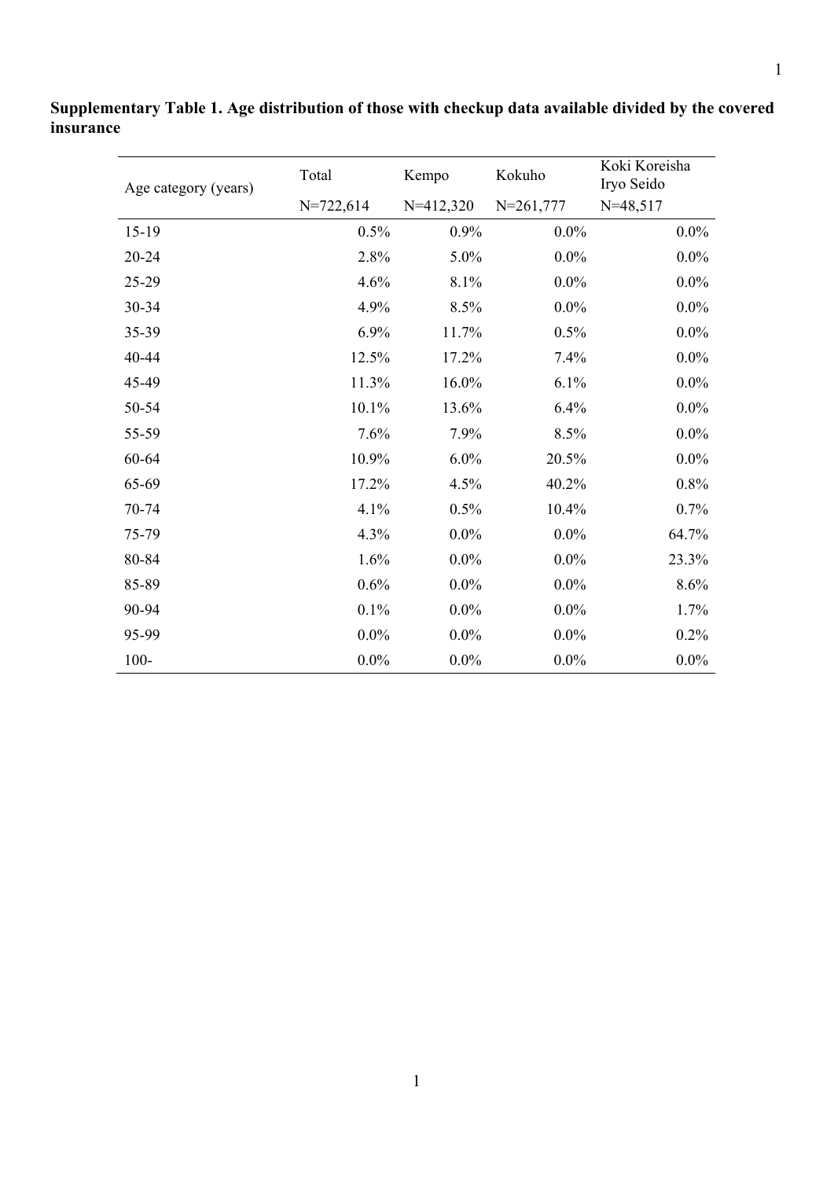**Supplementary Table 1. Age distribution of those with checkup data available divided by the covered insurance**

| Age category (years) | Total | Kempo | Kokuho | Koki Koreisha Iryo Seido |
|---|---|---|---|---|
| | N=722,614 | N=412,320 | N=261,777 | N=48,517 |
| 15-19 | 0.5% | 0.9% | 0.0% | 0.0% |
| 20-24 | 2.8% | 5.0% | 0.0% | 0.0% |
| 25-29 | 4.6% | 8.1% | 0.0% | 0.0% |
| 30-34 | 4.9% | 8.5% | 0.0% | 0.0% |
| 35-39 | 6.9% | 11.7% | 0.5% | 0.0% |
| 40-44 | 12.5% | 17.2% | 7.4% | 0.0% |
| 45-49 | 11.3% | 16.0% | 6.1% | 0.0% |
| 50-54 | 10.1% | 13.6% | 6.4% | 0.0% |
| 55-59 | 7.6% | 7.9% | 8.5% | 0.0% |
| 60-64 | 10.9% | 6.0% | 20.5% | 0.0% |
| 65-69 | 17.2% | 4.5% | 40.2% | 0.8% |
| 70-74 | 4.1% | 0.5% | 10.4% | 0.7% |
| 75-79 | 4.3% | 0.0% | 0.0% | 64.7% |
| 80-84 | 1.6% | 0.0% | 0.0% | 23.3% |
| 85-89 | 0.6% | 0.0% | 0.0% | 8.6% |
| 90-94 | 0.1% | 0.0% | 0.0% | 1.7% |
| 95-99 | 0.0% | 0.0% | 0.0% | 0.2% |
| 100- | 0.0% | 0.0% | 0.0% | 0.0% |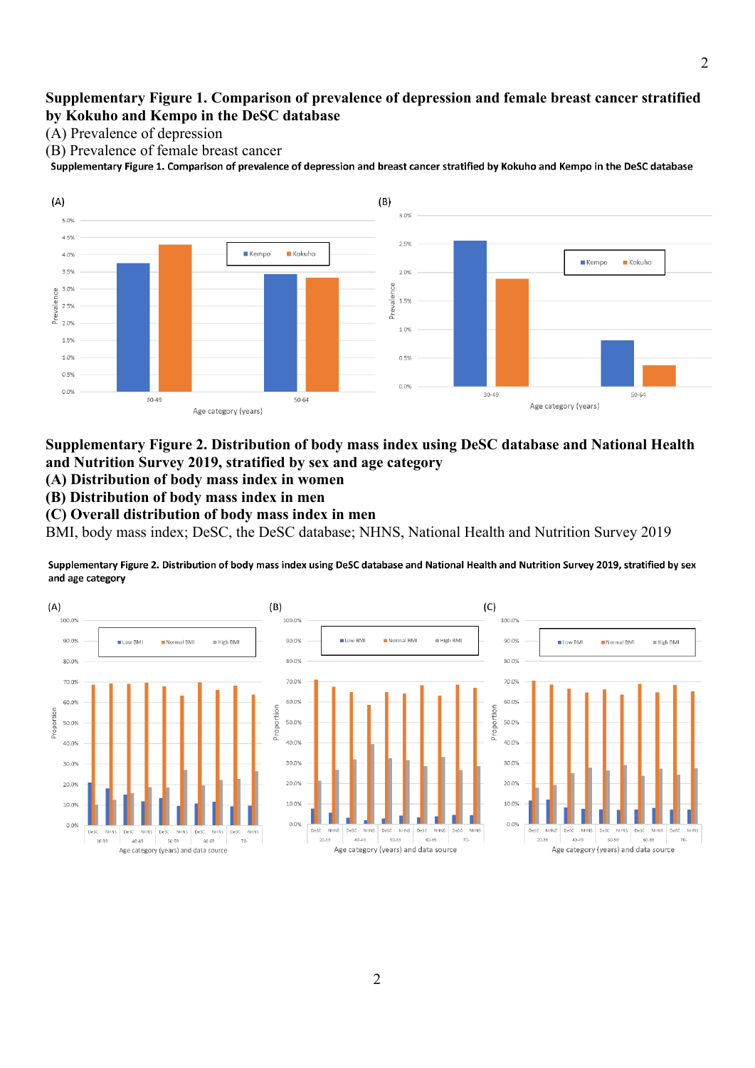**Supplementary Figure 1. Comparison of prevalence of depression and female breast cancer stratified by Kokuho and Kempo in the DeSC database**

(A) Prevalence of depression

(B) Prevalence of female breast cancer

**Supplementary Figure 1. Comparison of prevalence of depression and breast cancer stratified by Kokuho and Kempo in the DeSC database**

(A)

5.0%
4.5%
4.0%
3.5%
3.0%
2.5%
2.0%
1.5%
1.0%
0.5%
0.0%

Prevalence

Kempo
Kokuho

30-49
50-64

Age category (years)

(B)

3.0%
2.5%
2.0%
1.5%
1.0%
0.5%
0.0%

Prevalence

Kempo
Kokuho

30-49
50-64

Age category (years)

**Supplementary Figure 2. Distribution of body mass index using DeSC database and National Health and Nutrition Survey 2019, stratified by sex and age category**

**(A) Distribution of body mass index in women**

**(B) Distribution of body mass index in men**

**(C) Overall distribution of body mass index in men**

BMI, body mass index; DeSC, the DeSC database; NHNS, National Health and Nutrition Survey 2019

**Supplementary Figure 2. Distribution of body mass index using DeSC database and National Health and Nutrition Survey 2019, stratified by sex and age category**

(A)

100.0%
90.0%
80.0%
70.0%
60.0%
50.0%
40.0%
30.0%
20.0%
10.0%
0.0%

Proportion

Low BMI
Normal BMI
High BMI

DeSC NHNS DeSC NHNS DeSC NHNS DeSC NHNS DeSC NHNS

20-39
40-49
50-59
60-69
70-

Age category (years) and data source

(B)

100.0%
90.0%
80.0%
70.0%
60.0%
50.0%
40.0%
30.0%
20.0%
10.0%
0.0%

Proportion

Low BMI
Normal BMI
High BMI

DeSC NHNS DeSC NHNS DeSC NHNS DeSC NHNS DeSC NHNS

20-39
40-49
50-59
60-69
70-

Age category (years) and data source

(C)

100.0%
90.0%
80.0%
70.0%
60.0%
50.0%
40.0%
30.0%
20.0%
10.0%
0.0%

Proportion

Low BMI
Normal BMI
High BMI

DeSC NHNS DeSC NHNS DeSC NHNS DeSC NHNS DeSC NHNS

20-39
40-49
50-59
60-69
70-

Age category (years) and data source